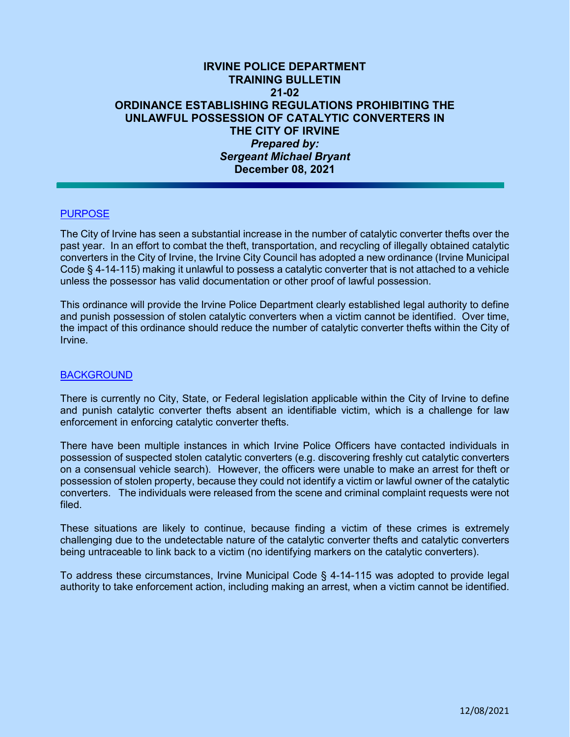# IRVINE POLICE DEPARTMENT
# TRAINING BULLETIN
# 21-02
# ORDINANCE ESTABLISHING REGULATIONS PROHIBITING THE UNLAWFUL POSSESSION OF CATALYTIC CONVERTERS IN THE CITY OF IRVINE

***Prepared by:***
***Sergeant Michael Bryant***
**December 08, 2021**

## PURPOSE

The City of Irvine has seen a substantial increase in the number of catalytic converter thefts over the past year. In an effort to combat the theft, transportation, and recycling of illegally obtained catalytic converters in the City of Irvine, the Irvine City Council has adopted a new ordinance (Irvine Municipal Code § 4-14-115) making it unlawful to possess a catalytic converter that is not attached to a vehicle unless the possessor has valid documentation or other proof of lawful possession.

This ordinance will provide the Irvine Police Department clearly established legal authority to define and punish possession of stolen catalytic converters when a victim cannot be identified. Over time, the impact of this ordinance should reduce the number of catalytic converter thefts within the City of Irvine.

## BACKGROUND

There is currently no City, State, or Federal legislation applicable within the City of Irvine to define and punish catalytic converter thefts absent an identifiable victim, which is a challenge for law enforcement in enforcing catalytic converter thefts.

There have been multiple instances in which Irvine Police Officers have contacted individuals in possession of suspected stolen catalytic converters (e.g. discovering freshly cut catalytic converters on a consensual vehicle search). However, the officers were unable to make an arrest for theft or possession of stolen property, because they could not identify a victim or lawful owner of the catalytic converters. The individuals were released from the scene and criminal complaint requests were not filed.

These situations are likely to continue, because finding a victim of these crimes is extremely challenging due to the undetectable nature of the catalytic converter thefts and catalytic converters being untraceable to link back to a victim (no identifying markers on the catalytic converters).

To address these circumstances, Irvine Municipal Code § 4-14-115 was adopted to provide legal authority to take enforcement action, including making an arrest, when a victim cannot be identified.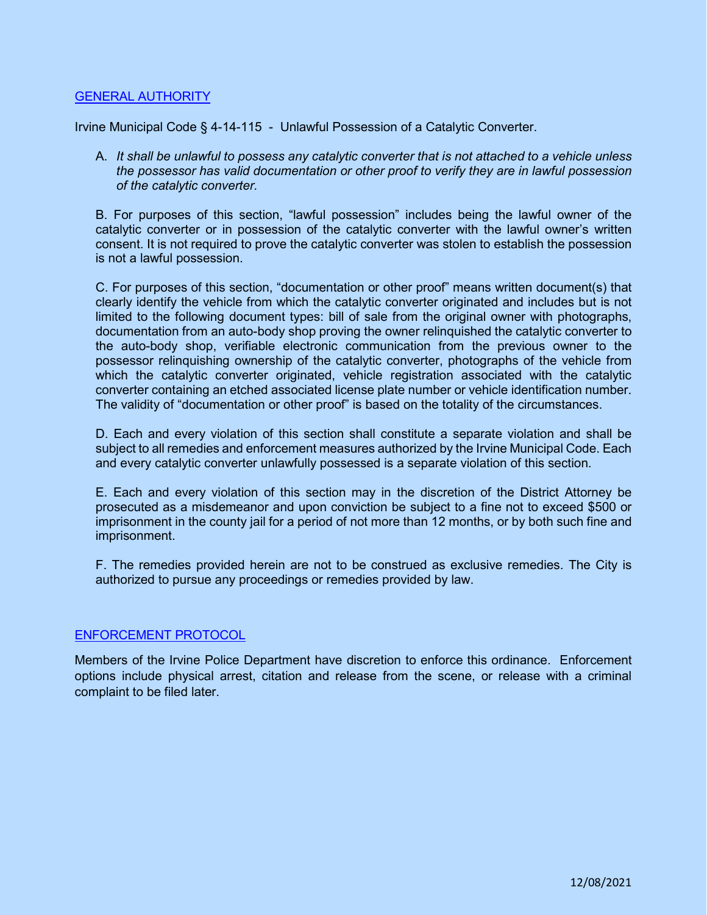## GENERAL AUTHORITY

Irvine Municipal Code § 4-14-115 - Unlawful Possession of a Catalytic Converter.

A. *It shall be unlawful to possess any catalytic converter that is not attached to a vehicle unless the possessor has valid documentation or other proof to verify they are in lawful possession of the catalytic converter.*

B. For purposes of this section, "lawful possession" includes being the lawful owner of the catalytic converter or in possession of the catalytic converter with the lawful owner's written consent. It is not required to prove the catalytic converter was stolen to establish the possession is not a lawful possession.

C. For purposes of this section, "documentation or other proof" means written document(s) that clearly identify the vehicle from which the catalytic converter originated and includes but is not limited to the following document types: bill of sale from the original owner with photographs, documentation from an auto-body shop proving the owner relinquished the catalytic converter to the auto-body shop, verifiable electronic communication from the previous owner to the possessor relinquishing ownership of the catalytic converter, photographs of the vehicle from which the catalytic converter originated, vehicle registration associated with the catalytic converter containing an etched associated license plate number or vehicle identification number. The validity of "documentation or other proof" is based on the totality of the circumstances.

D. Each and every violation of this section shall constitute a separate violation and shall be subject to all remedies and enforcement measures authorized by the Irvine Municipal Code. Each and every catalytic converter unlawfully possessed is a separate violation of this section.

E. Each and every violation of this section may in the discretion of the District Attorney be prosecuted as a misdemeanor and upon conviction be subject to a fine not to exceed $500 or imprisonment in the county jail for a period of not more than 12 months, or by both such fine and imprisonment.

F. The remedies provided herein are not to be construed as exclusive remedies. The City is authorized to pursue any proceedings or remedies provided by law.

## ENFORCEMENT PROTOCOL

Members of the Irvine Police Department have discretion to enforce this ordinance. Enforcement options include physical arrest, citation and release from the scene, or release with a criminal complaint to be filed later.

12/08/2021